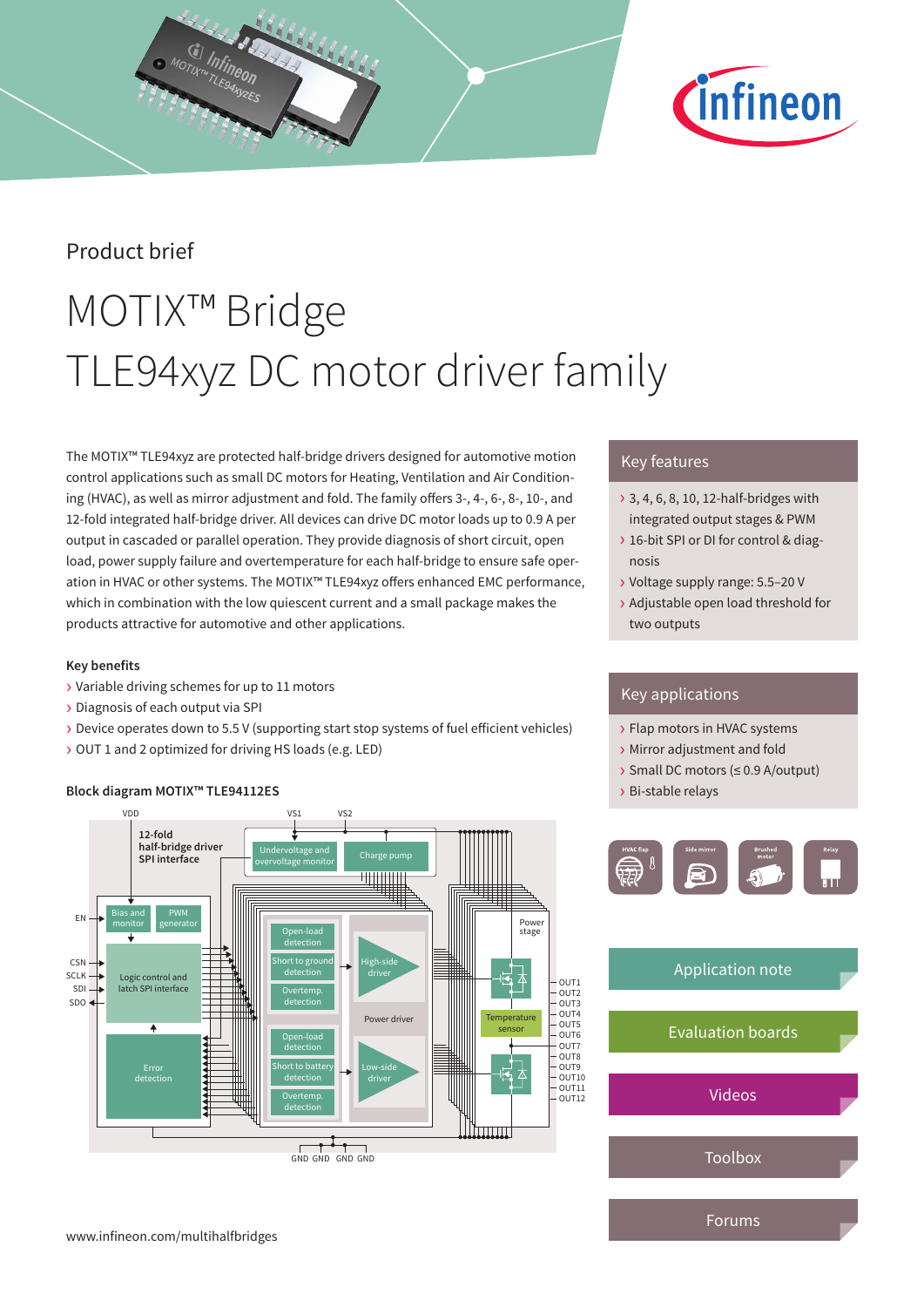Product brief

# MOTIX™ Bridge
# TLE94xyz DC motor driver family

The MOTIX™ TLE94xyz are protected half-bridge drivers designed for automotive motion control applications such as small DC motors for Heating, Ventilation and Air Conditioning (HVAC), as well as mirror adjustment and fold. The family offers 3-, 4-, 6-, 8-, 10-, and 12-fold integrated half-bridge driver. All devices can drive DC motor loads up to 0.9 A per output in cascaded or parallel operation. They provide diagnosis of short circuit, open load, power supply failure and overtemperature for each half-bridge to ensure safe operation in HVAC or other systems. The MOTIX™ TLE94xyz offers enhanced EMC performance, which in combination with the low quiescent current and a small package makes the products attractive for automotive and other applications.

**Key benefits**

- Variable driving schemes for up to 11 motors
- Diagnosis of each output via SPI
- Device operates down to 5.5 V (supporting start stop systems of fuel efficient vehicles)
- OUT 1 and 2 optimized for driving HS loads (e.g. LED)

**Block diagram MOTIX™ TLE94112ES**

## Key features

- 3, 4, 6, 8, 10, 12-half-bridges with integrated output stages & PWM
- 16-bit SPI or DI for control & diagnosis
- Voltage supply range: 5.5–20 V
- Adjustable open load threshold for two outputs

## Key applications

- Flap motors in HVAC systems
- Mirror adjustment and fold
- Small DC motors (≤ 0.9 A/output)
- Bi-stable relays

Application note

Evaluation boards

Videos

Toolbox

Forums

www.infineon.com/multihalfbridges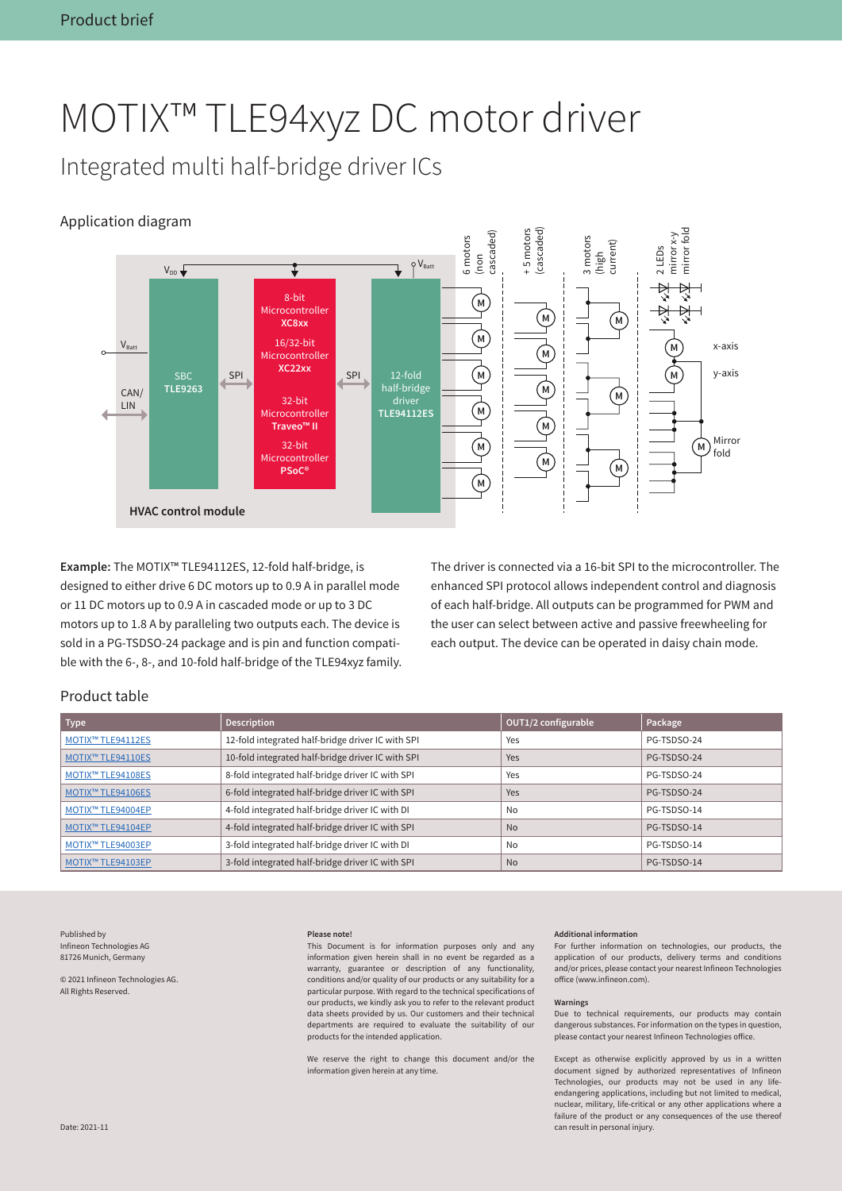# MOTIX™ TLE94xyz DC motor driver

## Integrated multi half-bridge driver ICs

### Application diagram

$V_{DD}$

$V_{Batt}$

8-bit Microcontroller **XC8xx**

16/32-bit Microcontroller **XC22xx**

32-bit Microcontroller **Traveo™ II**

32-bit Microcontroller **PSoC®**

SBC **TLE9263**

SPI

SPI

CAN/ LIN

12-fold half-bridge driver **TLE94112ES**

**HVAC control module**

6 motors (non cascaded)

+ 5 motors (cascaded)

3 motors (high current)

2 LEDs mirror x-y mirror fold

x-axis

y-axis

Mirror fold

**Example:** The MOTIX™ TLE94112ES, 12-fold half-bridge, is designed to either drive 6 DC motors up to 0.9 A in parallel mode or 11 DC motors up to 0.9 A in cascaded mode or up to 3 DC motors up to 1.8 A by paralleling two outputs each. The device is sold in a PG-TSDSO-24 package and is pin and function compatible with the 6-, 8-, and 10-fold half-bridge of the TLE94xyz family.

The driver is connected via a 16-bit SPI to the microcontroller. The enhanced SPI protocol allows independent control and diagnosis of each half-bridge. All outputs can be programmed for PWM and the user can select between active and passive freewheeling for each output. The device can be operated in daisy chain mode.

### Product table

| Type | Description | OUT1/2 configurable | Package |
|---|---|---|---|
| MOTIX™ TLE94112ES | 12-fold integrated half-bridge driver IC with SPI | Yes | PG-TSDSO-24 |
| MOTIX™ TLE94110ES | 10-fold integrated half-bridge driver IC with SPI | Yes | PG-TSDSO-24 |
| MOTIX™ TLE94108ES | 8-fold integrated half-bridge driver IC with SPI | Yes | PG-TSDSO-24 |
| MOTIX™ TLE94106ES | 6-fold integrated half-bridge driver IC with SPI | Yes | PG-TSDSO-24 |
| MOTIX™ TLE94004EP | 4-fold integrated half-bridge driver IC with DI | No | PG-TSDSO-14 |
| MOTIX™ TLE94104EP | 4-fold integrated half-bridge driver IC with SPI | No | PG-TSDSO-14 |
| MOTIX™ TLE94003EP | 3-fold integrated half-bridge driver IC with DI | No | PG-TSDSO-14 |
| MOTIX™ TLE94103EP | 3-fold integrated half-bridge driver IC with SPI | No | PG-TSDSO-14 |

Published by
Infineon Technologies AG
81726 Munich, Germany

© 2021 Infineon Technologies AG.
All Rights Reserved.

Date: 2021-11

**Please note!**
This Document is for information purposes only and any information given herein shall in no event be regarded as a warranty, guarantee or description of any functionality, conditions and/or quality of our products or any suitability for a particular purpose. With regard to the technical specifications of our products, we kindly ask you to refer to the relevant product data sheets provided by us. Our customers and their technical departments are required to evaluate the suitability of our products for the intended application.

We reserve the right to change this document and/or the information given herein at any time.

**Additional information**
For further information on technologies, our products, the application of our products, delivery terms and conditions and/or prices, please contact your nearest Infineon Technologies office (www.infineon.com).

**Warnings**
Due to technical requirements, our products may contain dangerous substances. For information on the types in question, please contact your nearest Infineon Technologies office.

Except as otherwise explicitly approved by us in a written document signed by authorized representatives of Infineon Technologies, our products may not be used in any life-endangering applications, including but not limited to medical, nuclear, military, life-critical or any other applications where a failure of the product or any consequences of the use thereof can result in personal injury.